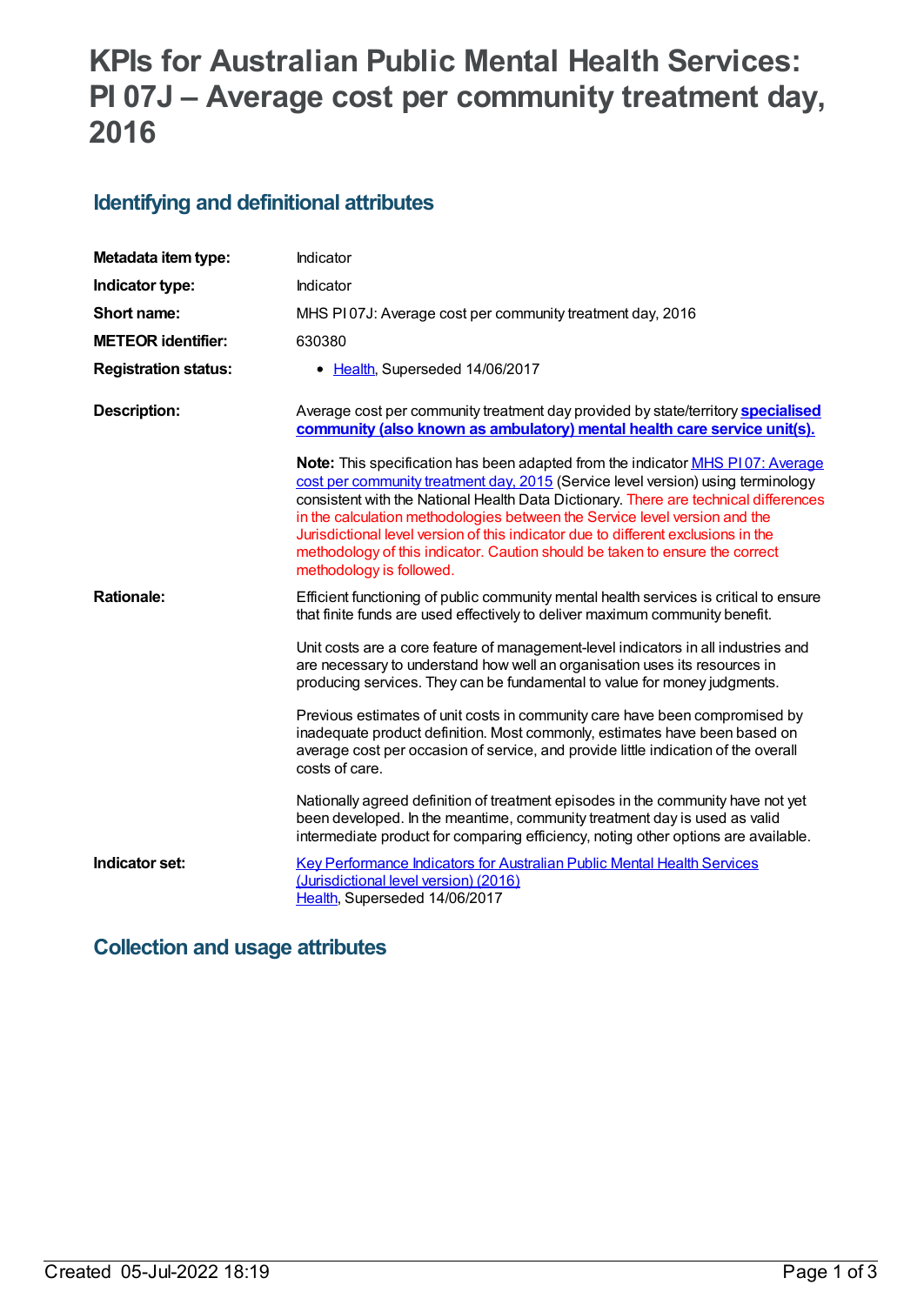# KPIs for Australian Public Mental Health Services: PI 07J – Average cost per community treatment day, 2016

## Identifying and definitional attributes

| | |
|---|---|
| **Metadata item type:** | Indicator |
| **Indicator type:** | Indicator |
| **Short name:** | MHS PI 07J: Average cost per community treatment day, 2016 |
| **METEOR identifier:** | 630380 |
| **Registration status:** | • Health, Superseded 14/06/2017 |
| **Description:** | Average cost per community treatment day provided by state/territory **specialised community (also known as ambulatory) mental health care service unit(s).**<br><br>**Note:** This specification has been adapted from the indicator MHS PI 07: Average cost per community treatment day, 2015 (Service level version) using terminology consistent with the National Health Data Dictionary. There are technical differences in the calculation methodologies between the Service level version and the Jurisdictional level version of this indicator due to different exclusions in the methodology of this indicator. Caution should be taken to ensure the correct methodology is followed. |
| **Rationale:** | Efficient functioning of public community mental health services is critical to ensure that finite funds are used effectively to deliver maximum community benefit.<br><br>Unit costs are a core feature of management-level indicators in all industries and are necessary to understand how well an organisation uses its resources in producing services. They can be fundamental to value for money judgments.<br><br>Previous estimates of unit costs in community care have been compromised by inadequate product definition. Most commonly, estimates have been based on average cost per occasion of service, and provide little indication of the overall costs of care.<br><br>Nationally agreed definition of treatment episodes in the community have not yet been developed. In the meantime, community treatment day is used as valid intermediate product for comparing efficiency, noting other options are available. |
| **Indicator set:** | Key Performance Indicators for Australian Public Mental Health Services (Jurisdictional level version) (2016)<br>Health, Superseded 14/06/2017 |

## Collection and usage attributes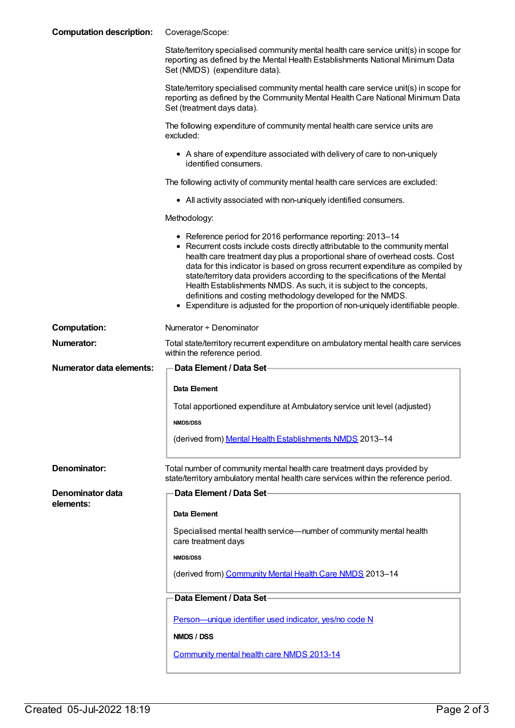**Computation description:**

Coverage/Scope:

State/territory specialised community mental health care service unit(s) in scope for reporting as defined by the Mental Health Establishments National Minimum Data Set (NMDS) (expenditure data).

State/territory specialised community mental health care service unit(s) in scope for reporting as defined by the Community Mental Health Care National Minimum Data Set (treatment days data).

The following expenditure of community mental health care service units are excluded:

- A share of expenditure associated with delivery of care to non-uniquely identified consumers.

The following activity of community mental health care services are excluded:

- All activity associated with non-uniquely identified consumers.

Methodology:

- Reference period for 2016 performance reporting: 2013–14
- Recurrent costs include costs directly attributable to the community mental health care treatment day plus a proportional share of overhead costs. Cost data for this indicator is based on gross recurrent expenditure as compiled by state/territory data providers according to the specifications of the Mental Health Establishments NMDS. As such, it is subject to the concepts, definitions and costing methodology developed for the NMDS.
- Expenditure is adjusted for the proportion of non-uniquely identifiable people.

**Computation:** Numerator ÷ Denominator

**Numerator:** Total state/territory recurrent expenditure on ambulatory mental health care services within the reference period.

**Numerator data elements:**

**Data Element / Data Set**

**Data Element**

Total apportioned expenditure at Ambulatory service unit level (adjusted)

**NMDS/DSS**

(derived from) Mental Health Establishments NMDS 2013–14

**Denominator:** Total number of community mental health care treatment days provided by state/territory ambulatory mental health care services within the reference period.

**Denominator data elements:**

**Data Element / Data Set**

**Data Element**

Specialised mental health service—number of community mental health care treatment days

**NMDS/DSS**

(derived from) Community Mental Health Care NMDS 2013–14

**Data Element / Data Set**

Person—unique identifier used indicator, yes/no code N

**NMDS / DSS**

Community mental health care NMDS 2013-14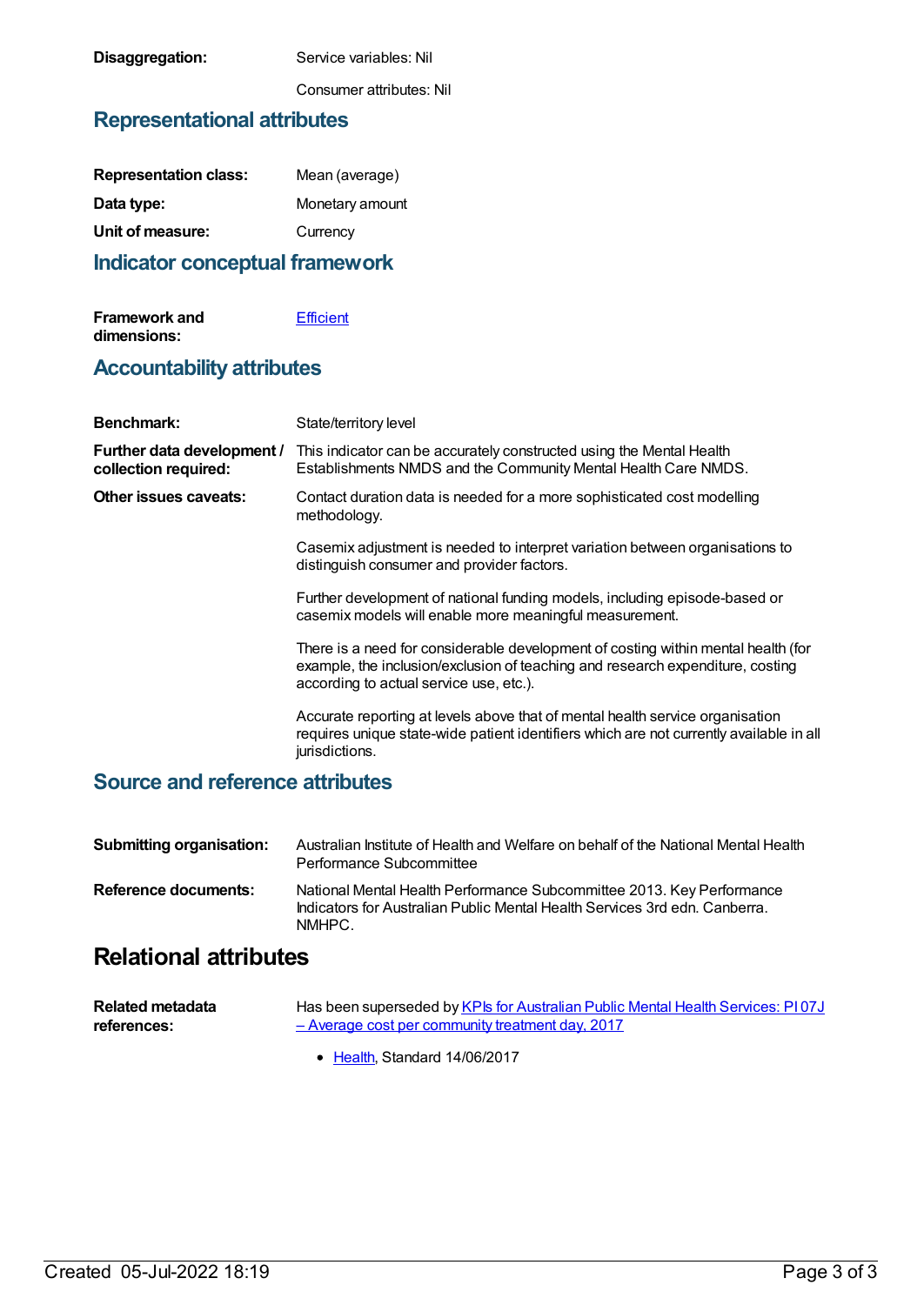**Disaggregation:** Service variables: Nil

Consumer attributes: Nil

## Representational attributes

**Representation class:** Mean (average)

**Data type:** Monetary amount

**Unit of measure:** Currency

## Indicator conceptual framework

**Framework and dimensions:** [Efficient]

## Accountability attributes

**Benchmark:** State/territory level

**Further data development / collection required:** This indicator can be accurately constructed using the Mental Health Establishments NMDS and the Community Mental Health Care NMDS.

**Other issues caveats:** Contact duration data is needed for a more sophisticated cost modelling methodology.

Casemix adjustment is needed to interpret variation between organisations to distinguish consumer and provider factors.

Further development of national funding models, including episode-based or casemix models will enable more meaningful measurement.

There is a need for considerable development of costing within mental health (for example, the inclusion/exclusion of teaching and research expenditure, costing according to actual service use, etc.).

Accurate reporting at levels above that of mental health service organisation requires unique state-wide patient identifiers which are not currently available in all jurisdictions.

## Source and reference attributes

**Submitting organisation:** Australian Institute of Health and Welfare on behalf of the National Mental Health Performance Subcommittee

**Reference documents:** National Mental Health Performance Subcommittee 2013. Key Performance Indicators for Australian Public Mental Health Services 3rd edn. Canberra. NMHPC.

# Relational attributes

**Related metadata references:** Has been superseded by [KPIs for Australian Public Mental Health Services: PI 07J – Average cost per community treatment day, 2017]

- [Health], Standard 14/06/2017